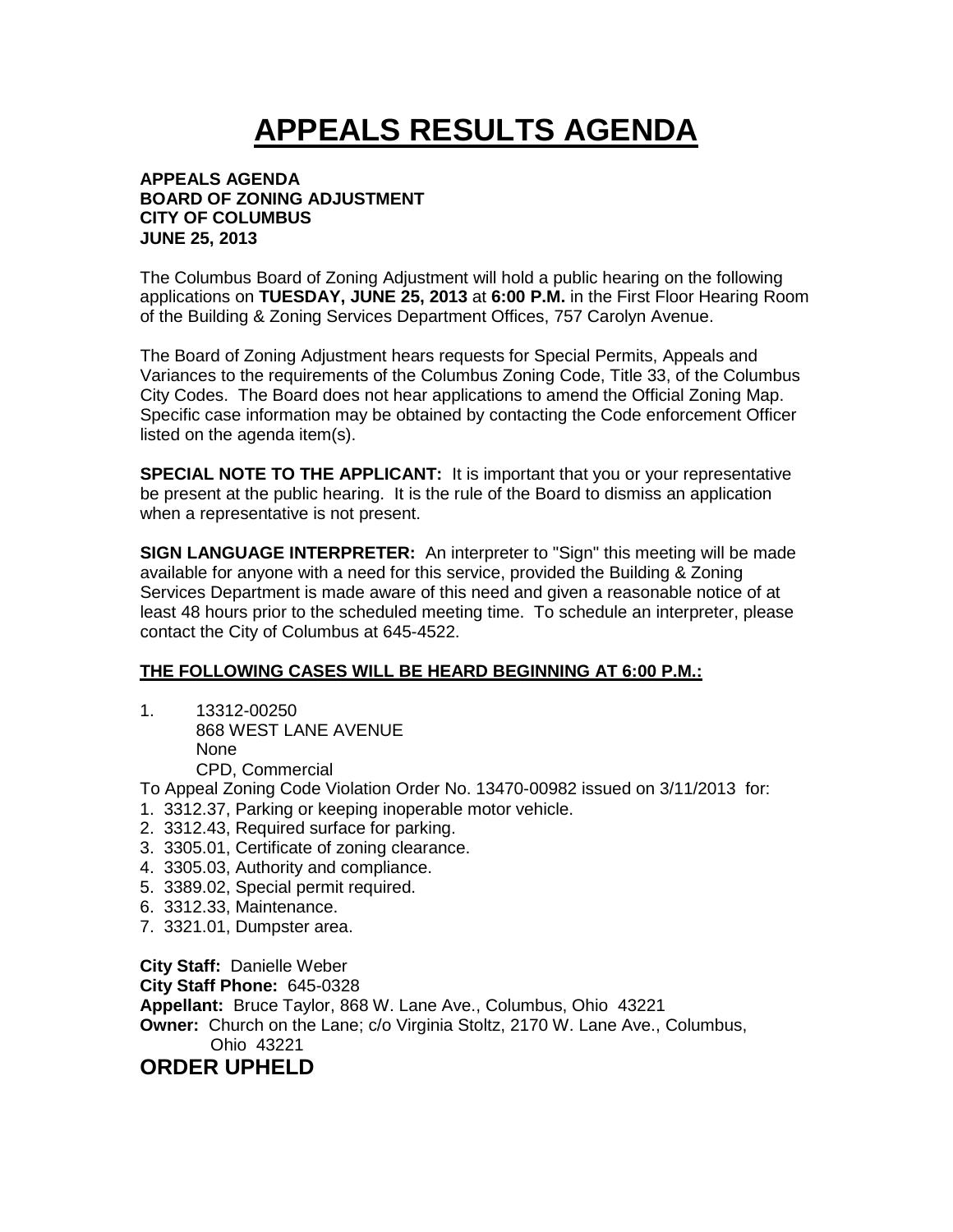# APPEALS RESULTS AGENDA

**APPEALS AGENDA**
**BOARD OF ZONING ADJUSTMENT**
**CITY OF COLUMBUS**
**JUNE 25, 2013**

The Columbus Board of Zoning Adjustment will hold a public hearing on the following applications on **TUESDAY, JUNE 25, 2013** at **6:00 P.M.** in the First Floor Hearing Room of the Building & Zoning Services Department Offices, 757 Carolyn Avenue.

The Board of Zoning Adjustment hears requests for Special Permits, Appeals and Variances to the requirements of the Columbus Zoning Code, Title 33, of the Columbus City Codes. The Board does not hear applications to amend the Official Zoning Map. Specific case information may be obtained by contacting the Code enforcement Officer listed on the agenda item(s).

**SPECIAL NOTE TO THE APPLICANT:** It is important that you or your representative be present at the public hearing. It is the rule of the Board to dismiss an application when a representative is not present.

**SIGN LANGUAGE INTERPRETER:** An interpreter to "Sign" this meeting will be made available for anyone with a need for this service, provided the Building & Zoning Services Department is made aware of this need and given a reasonable notice of at least 48 hours prior to the scheduled meeting time. To schedule an interpreter, please contact the City of Columbus at 645-4522.

**THE FOLLOWING CASES WILL BE HEARD BEGINNING AT 6:00 P.M.:**

1. 13312-00250
   868 WEST LANE AVENUE
   None
   CPD, Commercial

To Appeal Zoning Code Violation Order No. 13470-00982 issued on 3/11/2013 for:

1. 3312.37, Parking or keeping inoperable motor vehicle.
2. 3312.43, Required surface for parking.
3. 3305.01, Certificate of zoning clearance.
4. 3305.03, Authority and compliance.
5. 3389.02, Special permit required.
6. 3312.33, Maintenance.
7. 3321.01, Dumpster area.

**City Staff:** Danielle Weber
**City Staff Phone:** 645-0328
**Appellant:** Bruce Taylor, 868 W. Lane Ave., Columbus, Ohio 43221
**Owner:** Church on the Lane; c/o Virginia Stoltz, 2170 W. Lane Ave., Columbus, Ohio 43221

## ORDER UPHELD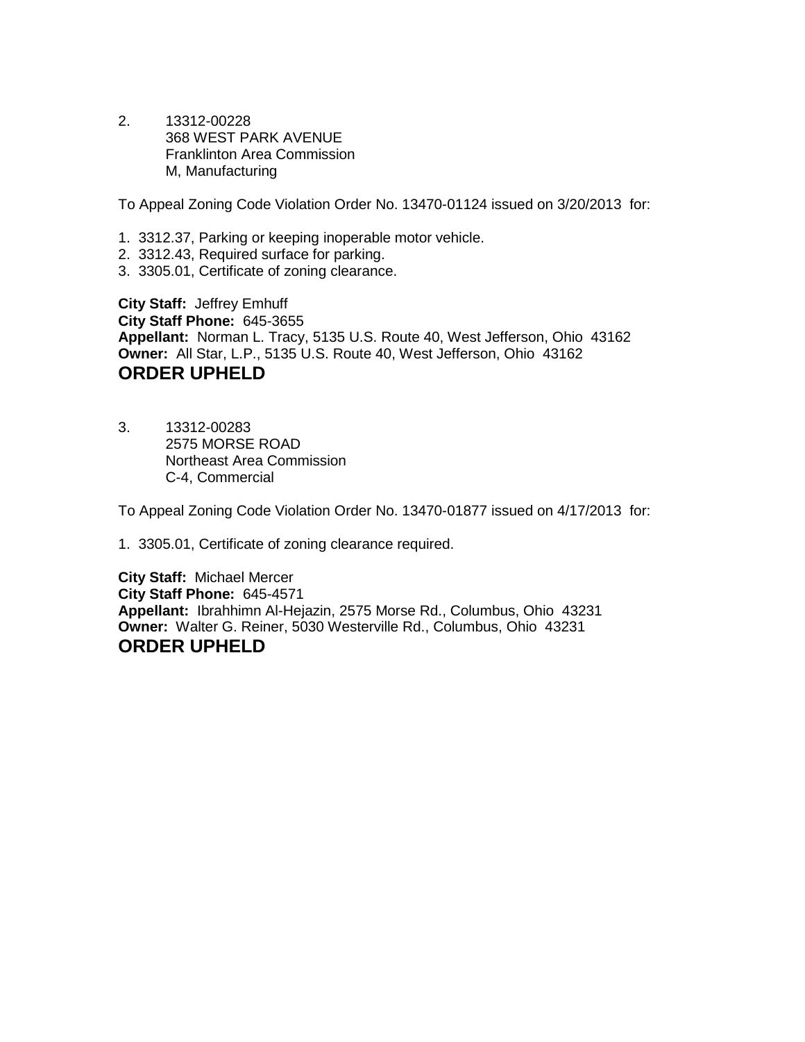2. 13312-00228
   368 WEST PARK AVENUE
   Franklinton Area Commission
   M, Manufacturing

To Appeal Zoning Code Violation Order No. 13470-01124 issued on 3/20/2013 for:

1. 3312.37, Parking or keeping inoperable motor vehicle.
2. 3312.43, Required surface for parking.
3. 3305.01, Certificate of zoning clearance.

**City Staff:** Jeffrey Emhuff
**City Staff Phone:** 645-3655
**Appellant:** Norman L. Tracy, 5135 U.S. Route 40, West Jefferson, Ohio 43162
**Owner:** All Star, L.P., 5135 U.S. Route 40, West Jefferson, Ohio 43162

**ORDER UPHELD**

3. 13312-00283
   2575 MORSE ROAD
   Northeast Area Commission
   C-4, Commercial

To Appeal Zoning Code Violation Order No. 13470-01877 issued on 4/17/2013 for:

1. 3305.01, Certificate of zoning clearance required.

**City Staff:** Michael Mercer
**City Staff Phone:** 645-4571
**Appellant:** Ibrahhimn Al-Hejazin, 2575 Morse Rd., Columbus, Ohio 43231
**Owner:** Walter G. Reiner, 5030 Westerville Rd., Columbus, Ohio 43231

**ORDER UPHELD**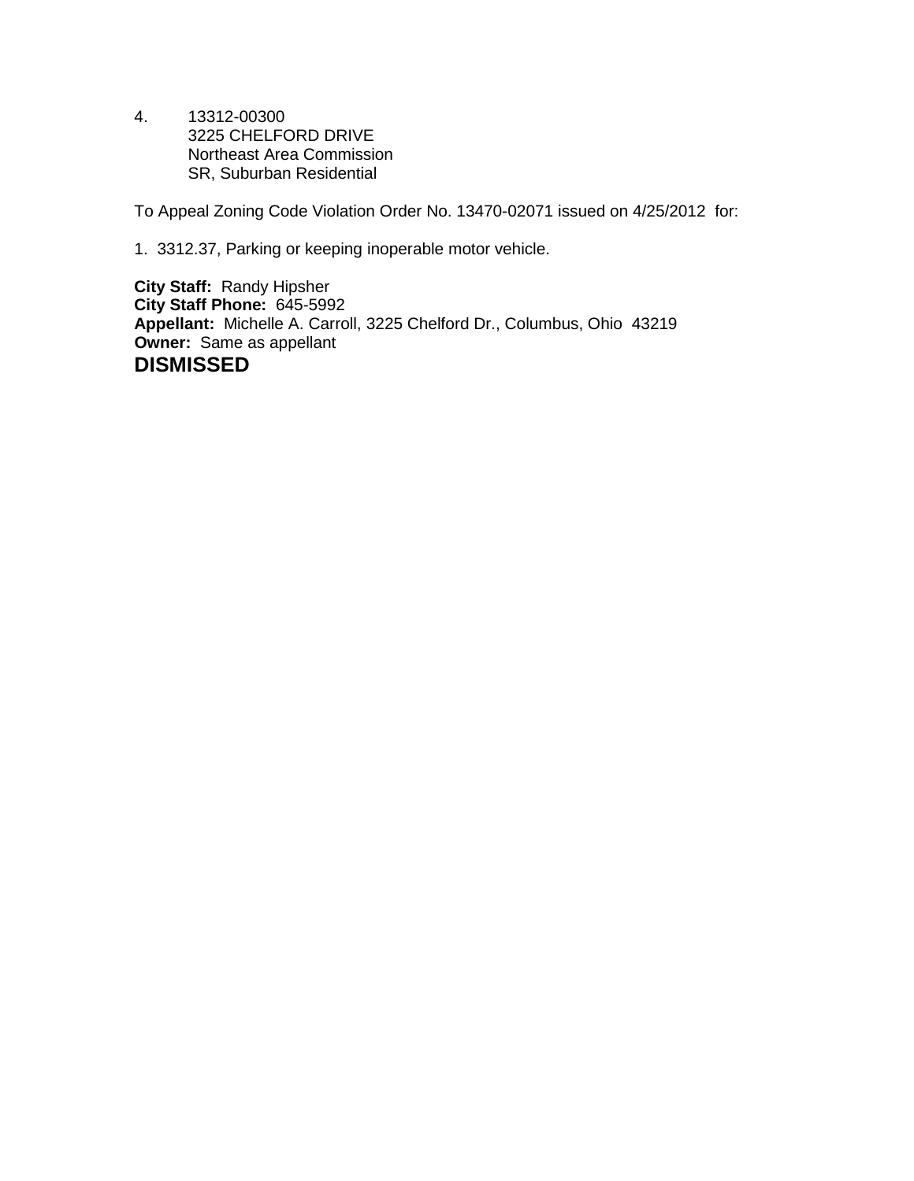4. 13312-00300
   3225 CHELFORD DRIVE
   Northeast Area Commission
   SR, Suburban Residential

To Appeal Zoning Code Violation Order No. 13470-02071 issued on 4/25/2012 for:

1. 3312.37, Parking or keeping inoperable motor vehicle.

**City Staff:** Randy Hipsher
**City Staff Phone:** 645-5992
**Appellant:** Michelle A. Carroll, 3225 Chelford Dr., Columbus, Ohio 43219
**Owner:** Same as appellant
**DISMISSED**